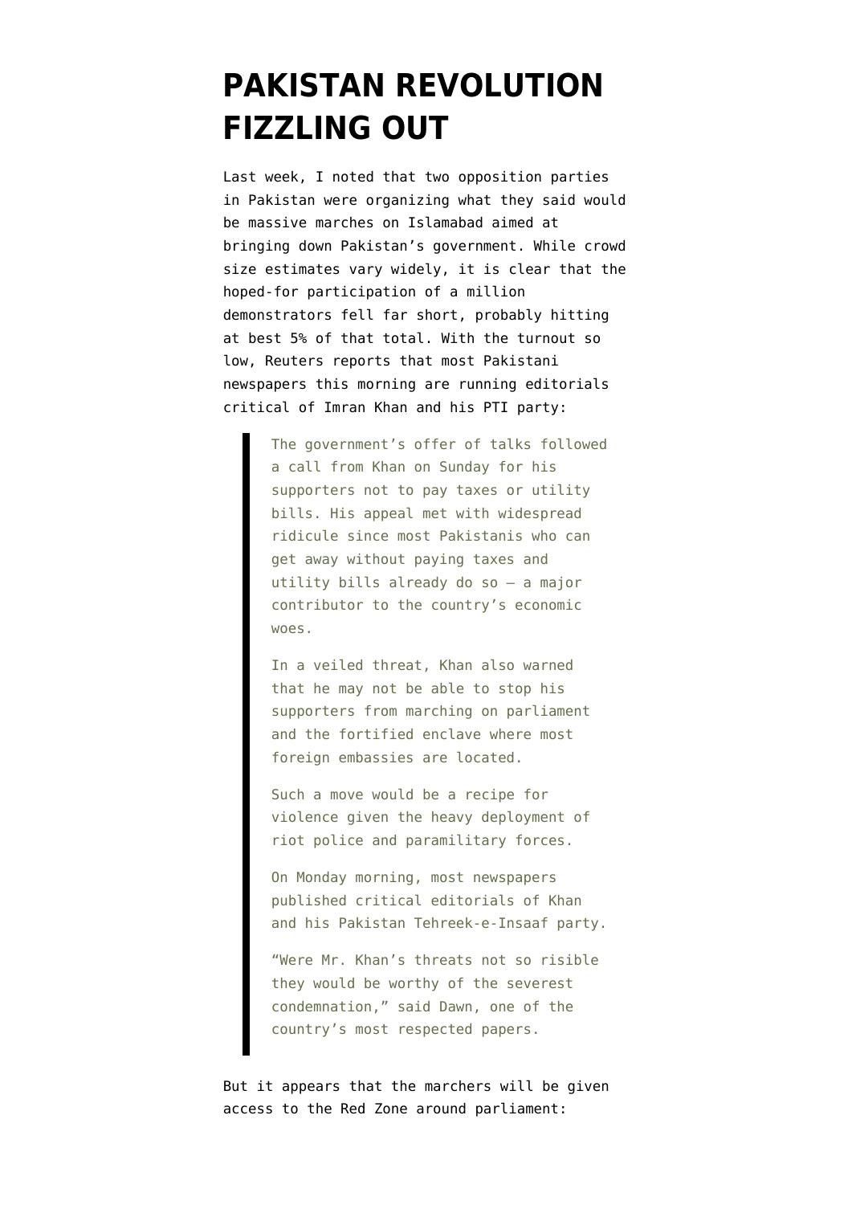# PAKISTAN REVOLUTION FIZZLING OUT

Last week, I noted that two opposition parties in Pakistan were organizing what they said would be massive marches on Islamabad aimed at bringing down Pakistan's government. While crowd size estimates vary widely, it is clear that the hoped-for participation of a million demonstrators fell far short, probably hitting at best 5% of that total. With the turnout so low, Reuters reports that most Pakistani newspapers this morning are running editorials critical of Imran Khan and his PTI party:

> The government's offer of talks followed a call from Khan on Sunday for his supporters not to pay taxes or utility bills. His appeal met with widespread ridicule since most Pakistanis who can get away without paying taxes and utility bills already do so – a major contributor to the country's economic woes.
>
> In a veiled threat, Khan also warned that he may not be able to stop his supporters from marching on parliament and the fortified enclave where most foreign embassies are located.
>
> Such a move would be a recipe for violence given the heavy deployment of riot police and paramilitary forces.
>
> On Monday morning, most newspapers published critical editorials of Khan and his Pakistan Tehreek-e-Insaaf party.
>
> "Were Mr. Khan's threats not so risible they would be worthy of the severest condemnation," said Dawn, one of the country's most respected papers.

But it appears that the marchers will be given access to the Red Zone around parliament: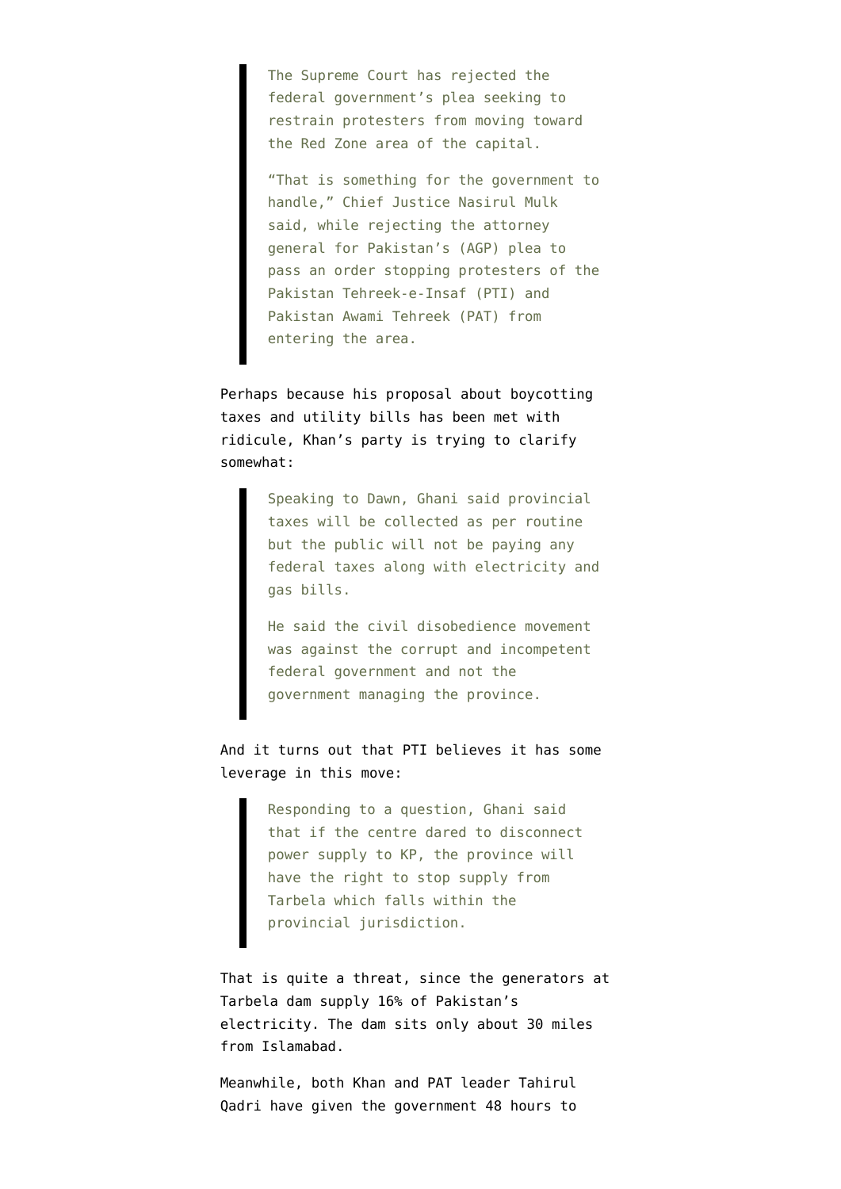> The Supreme Court has rejected the federal government's plea seeking to restrain protesters from moving toward the Red Zone area of the capital.
>
> "That is something for the government to handle," Chief Justice Nasirul Mulk said, while rejecting the attorney general for Pakistan's (AGP) plea to pass an order stopping protesters of the Pakistan Tehreek-e-Insaf (PTI) and Pakistan Awami Tehreek (PAT) from entering the area.

Perhaps because his proposal about boycotting taxes and utility bills has been met with ridicule, Khan's party is trying to clarify somewhat:

> Speaking to Dawn, Ghani said provincial taxes will be collected as per routine but the public will not be paying any federal taxes along with electricity and gas bills.
>
> He said the civil disobedience movement was against the corrupt and incompetent federal government and not the government managing the province.

And it turns out that PTI believes it has some leverage in this move:

> Responding to a question, Ghani said that if the centre dared to disconnect power supply to KP, the province will have the right to stop supply from Tarbela which falls within the provincial jurisdiction.

That is quite a threat, since the generators at Tarbela dam supply 16% of Pakistan's electricity. The dam sits only about 30 miles from Islamabad.

Meanwhile, both Khan and PAT leader Tahirul Qadri have given the government 48 hours to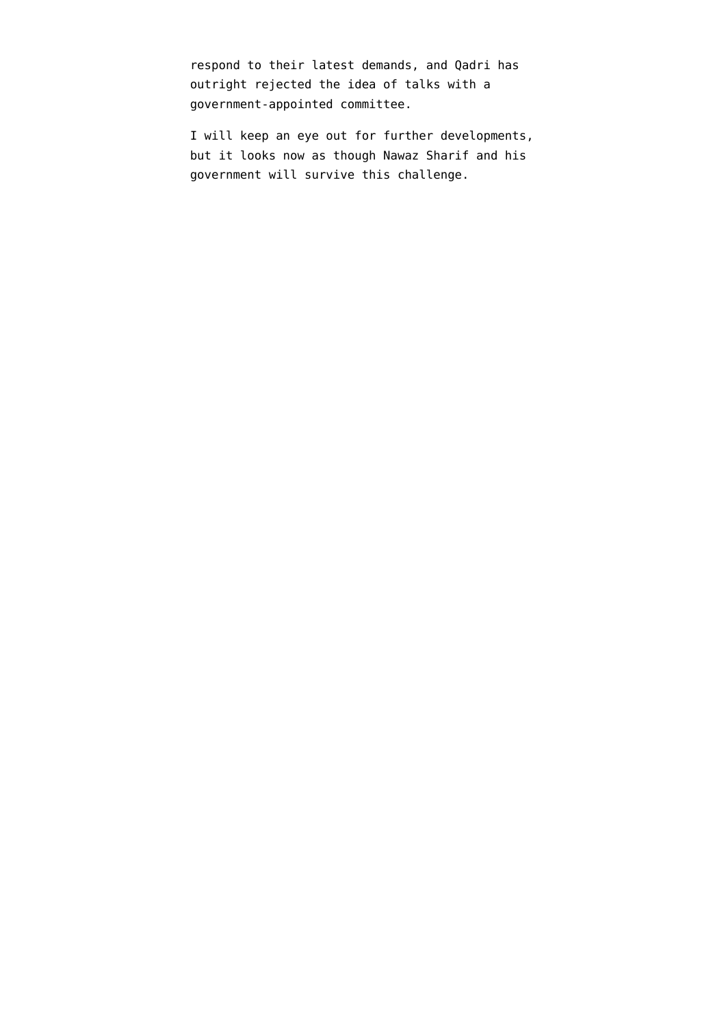respond to their latest demands, and Qadri has outright rejected the idea of talks with a government-appointed committee.

I will keep an eye out for further developments, but it looks now as though Nawaz Sharif and his government will survive this challenge.